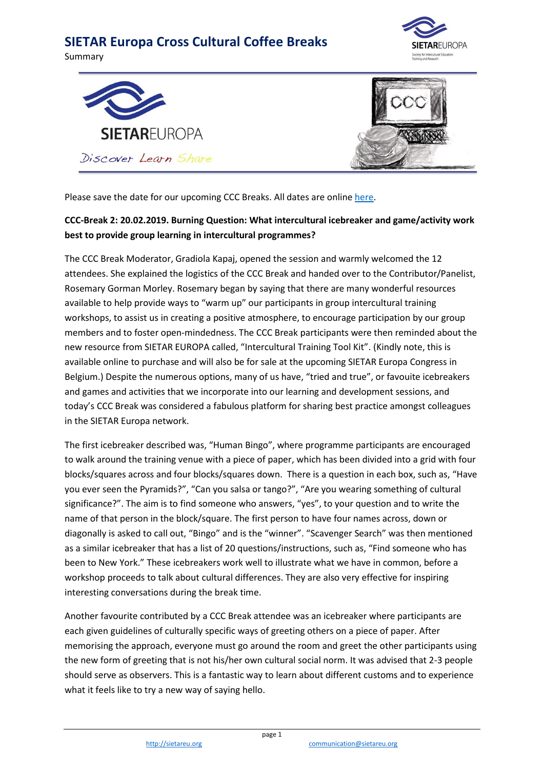# SIETAR Europa Cross Cultural Coffee Breaks

Summary

SIETAREUROPA

Discover Learn Share

Please save the date for our upcoming CCC Breaks. All dates are online [here](#).

**CCC-Break 2: 20.02.2019. Burning Question: What intercultural icebreaker and game/activity work best to provide group learning in intercultural programmes?**

The CCC Break Moderator, Gradiola Kapaj, opened the session and warmly welcomed the 12 attendees. She explained the logistics of the CCC Break and handed over to the Contributor/Panelist, Rosemary Gorman Morley. Rosemary began by saying that there are many wonderful resources available to help provide ways to "warm up" our participants in group intercultural training workshops, to assist us in creating a positive atmosphere, to encourage participation by our group members and to foster open-mindedness. The CCC Break participants were then reminded about the new resource from SIETAR EUROPA called, "Intercultural Training Tool Kit". (Kindly note, this is available online to purchase and will also be for sale at the upcoming SIETAR Europa Congress in Belgium.) Despite the numerous options, many of us have, "tried and true", or favouite icebreakers and games and activities that we incorporate into our learning and development sessions, and today's CCC Break was considered a fabulous platform for sharing best practice amongst colleagues in the SIETAR Europa network.

The first icebreaker described was, "Human Bingo", where programme participants are encouraged to walk around the training venue with a piece of paper, which has been divided into a grid with four blocks/squares across and four blocks/squares down. There is a question in each box, such as, "Have you ever seen the Pyramids?", "Can you salsa or tango?", "Are you wearing something of cultural significance?". The aim is to find someone who answers, "yes", to your question and to write the name of that person in the block/square. The first person to have four names across, down or diagonally is asked to call out, "Bingo" and is the "winner". "Scavenger Search" was then mentioned as a similar icebreaker that has a list of 20 questions/instructions, such as, "Find someone who has been to New York." These icebreakers work well to illustrate what we have in common, before a workshop proceeds to talk about cultural differences. They are also very effective for inspiring interesting conversations during the break time.

Another favourite contributed by a CCC Break attendee was an icebreaker where participants are each given guidelines of culturally specific ways of greeting others on a piece of paper. After memorising the approach, everyone must go around the room and greet the other participants using the new form of greeting that is not his/her own cultural social norm. It was advised that 2-3 people should serve as observers. This is a fantastic way to learn about different customs and to experience what it feels like to try a new way of saying hello.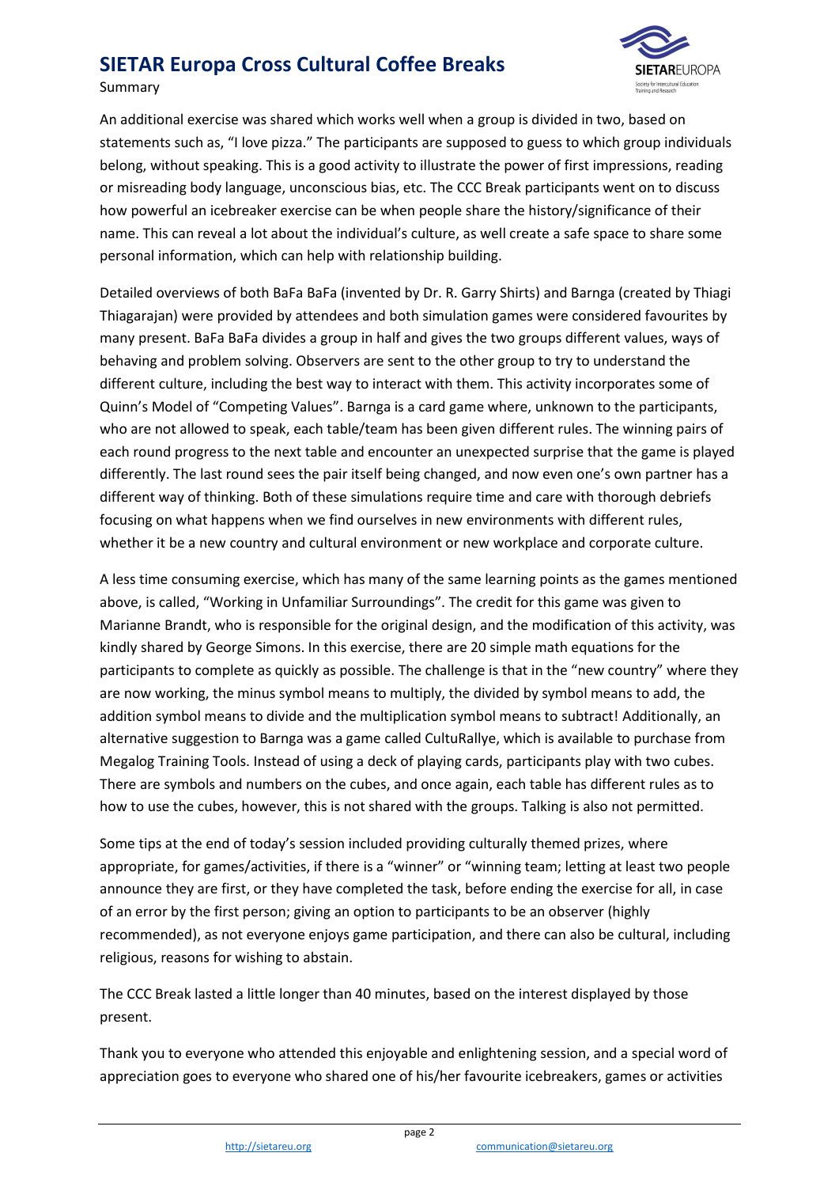An additional exercise was shared which works well when a group is divided in two, based on statements such as, "I love pizza." The participants are supposed to guess to which group individuals belong, without speaking. This is a good activity to illustrate the power of first impressions, reading or misreading body language, unconscious bias, etc. The CCC Break participants went on to discuss how powerful an icebreaker exercise can be when people share the history/significance of their name. This can reveal a lot about the individual's culture, as well create a safe space to share some personal information, which can help with relationship building.

Detailed overviews of both BaFa BaFa (invented by Dr. R. Garry Shirts) and Barnga (created by Thiagi Thiagarajan) were provided by attendees and both simulation games were considered favourites by many present. BaFa BaFa divides a group in half and gives the two groups different values, ways of behaving and problem solving. Observers are sent to the other group to try to understand the different culture, including the best way to interact with them. This activity incorporates some of Quinn's Model of "Competing Values". Barnga is a card game where, unknown to the participants, who are not allowed to speak, each table/team has been given different rules. The winning pairs of each round progress to the next table and encounter an unexpected surprise that the game is played differently. The last round sees the pair itself being changed, and now even one's own partner has a different way of thinking. Both of these simulations require time and care with thorough debriefs focusing on what happens when we find ourselves in new environments with different rules, whether it be a new country and cultural environment or new workplace and corporate culture.

A less time consuming exercise, which has many of the same learning points as the games mentioned above, is called, "Working in Unfamiliar Surroundings". The credit for this game was given to Marianne Brandt, who is responsible for the original design, and the modification of this activity, was kindly shared by George Simons. In this exercise, there are 20 simple math equations for the participants to complete as quickly as possible. The challenge is that in the "new country" where they are now working, the minus symbol means to multiply, the divided by symbol means to add, the addition symbol means to divide and the multiplication symbol means to subtract! Additionally, an alternative suggestion to Barnga was a game called CultuRallye, which is available to purchase from Megalog Training Tools. Instead of using a deck of playing cards, participants play with two cubes. There are symbols and numbers on the cubes, and once again, each table has different rules as to how to use the cubes, however, this is not shared with the groups. Talking is also not permitted.

Some tips at the end of today's session included providing culturally themed prizes, where appropriate, for games/activities, if there is a "winner" or "winning team; letting at least two people announce they are first, or they have completed the task, before ending the exercise for all, in case of an error by the first person; giving an option to participants to be an observer (highly recommended), as not everyone enjoys game participation, and there can also be cultural, including religious, reasons for wishing to abstain.

The CCC Break lasted a little longer than 40 minutes, based on the interest displayed by those present.

Thank you to everyone who attended this enjoyable and enlightening session, and a special word of appreciation goes to everyone who shared one of his/her favourite icebreakers, games or activities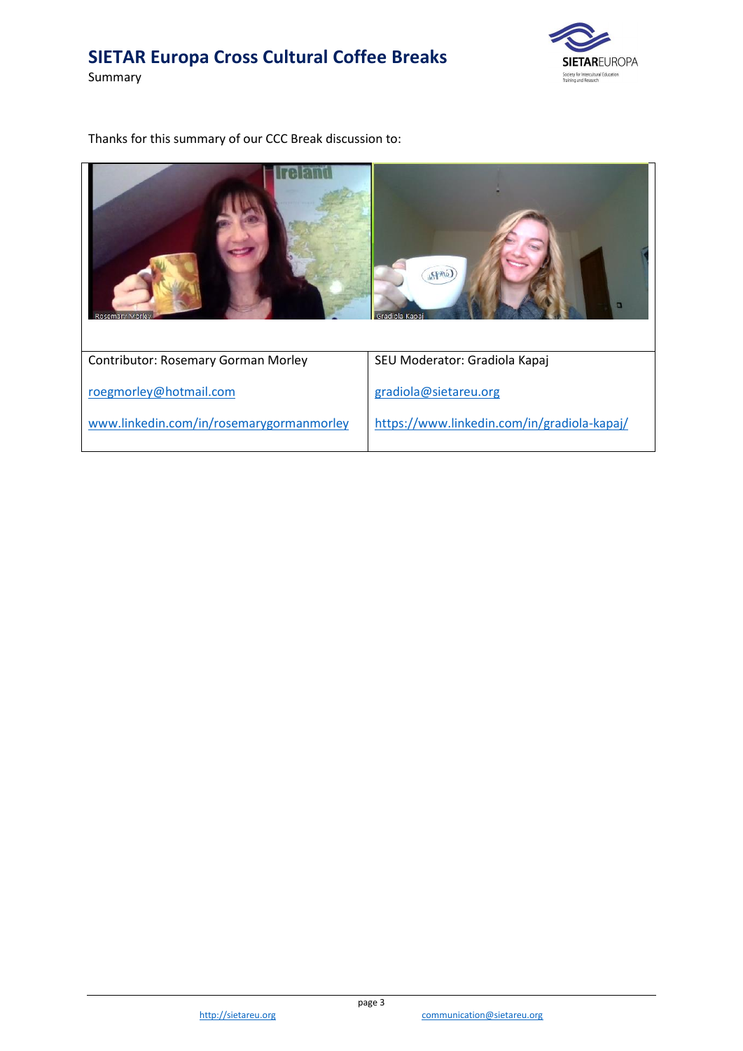Thanks for this summary of our CCC Break discussion to:

| Contributor: Rosemary Gorman Morley | SEU Moderator: Gradiola Kapaj |
| --- | --- |
| roegmorley@hotmail.com | gradiola@sietareu.org |
| www.linkedin.com/in/rosemarygormanmorley | https://www.linkedin.com/in/gradiola-kapaj/ |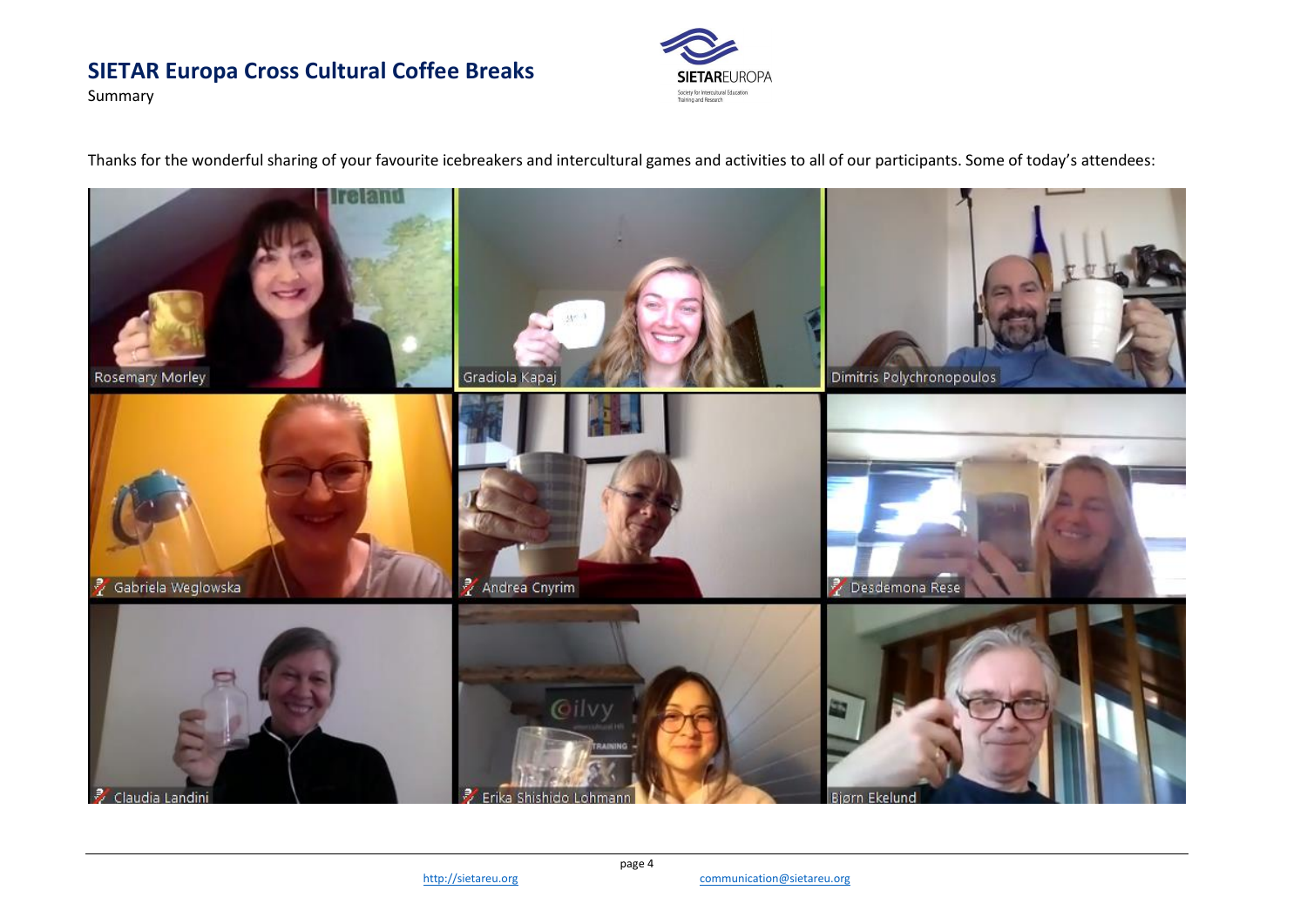# SIETAR Europa Cross Cultural Coffee Breaks

Summary

Thanks for the wonderful sharing of your favourite icebreakers and intercultural games and activities to all of our participants. Some of today's attendees:

Rosemary Morley

Gradiola Kapaj

Dimitris Polychronopoulos

Gabriela Weglowska

Andrea Cnyrim

Desdemona Rese

Claudia Landini

Erika Shishido Lohmann

Bjørn Ekelund

http://sietareu.org

communication@sietareu.org